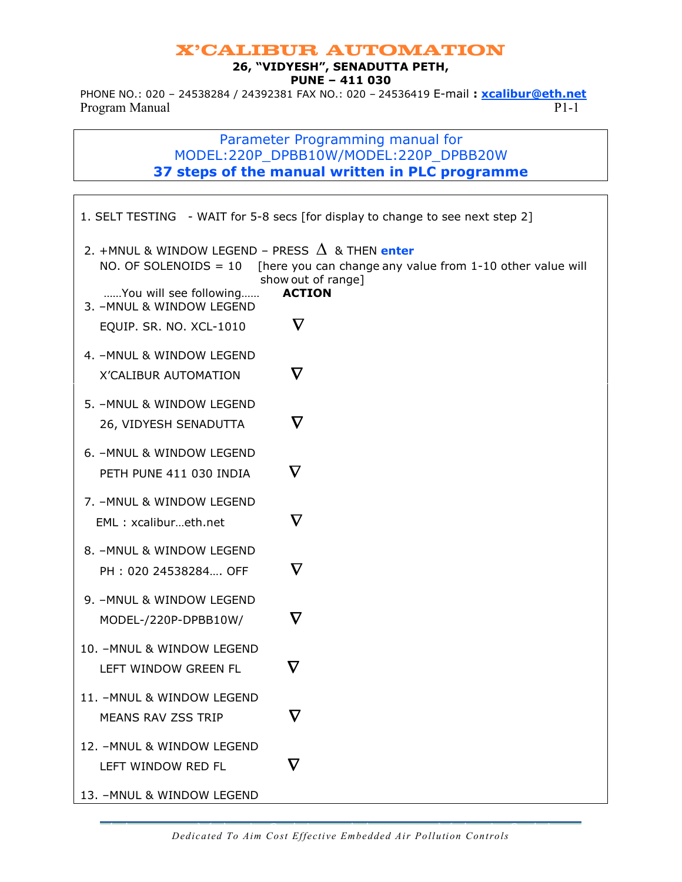# X'CALIBUR AUTOMATION

**26, "VIDYESH", SENADUTTA PETH,**
**PUNE – 411 030**

PHONE NO.: 020 – 24538284 / 24392381 FAX NO.: 020 – 24536419 E-mail **:** **xcalibur@eth.net**

Program Manual

## Parameter Programming manual for MODEL:220P_DPBB10W/MODEL:220P_DPBB20W

### 37 steps of the manual written in PLC programme

1. SELT TESTING - WAIT for 5-8 secs [for display to change to see next step 2]

2. +MNUL & WINDOW LEGEND – PRESS $\Delta$ & THEN **enter**
   NO. OF SOLENOIDS = 10 [here you can change any value from 1-10 other value will show out of range]

......You will see following...... **ACTION**

3. –MNUL & WINDOW LEGEND
   EQUIP. SR. NO. XCL-1010 $\nabla$

4. –MNUL & WINDOW LEGEND
   X'CALIBUR AUTOMATION $\nabla$

5. –MNUL & WINDOW LEGEND
   26, VIDYESH SENADUTTA $\nabla$

6. –MNUL & WINDOW LEGEND
   PETH PUNE 411 030 INDIA $\nabla$

7. –MNUL & WINDOW LEGEND
   EML : xcalibur…eth.net $\nabla$

8. –MNUL & WINDOW LEGEND
   PH : 020 24538284…. OFF $\nabla$

9. –MNUL & WINDOW LEGEND
   MODEL-/220P-DPBB10W/ $\nabla$

10. –MNUL & WINDOW LEGEND
    LEFT WINDOW GREEN FL $\nabla$

11. –MNUL & WINDOW LEGEND
    MEANS RAV ZSS TRIP $\nabla$

12. –MNUL & WINDOW LEGEND
    LEFT WINDOW RED FL $\nabla$

13. –MNUL & WINDOW LEGEND

*Dedicated To Aim Cost Effective Embedded Air Pollution Controls*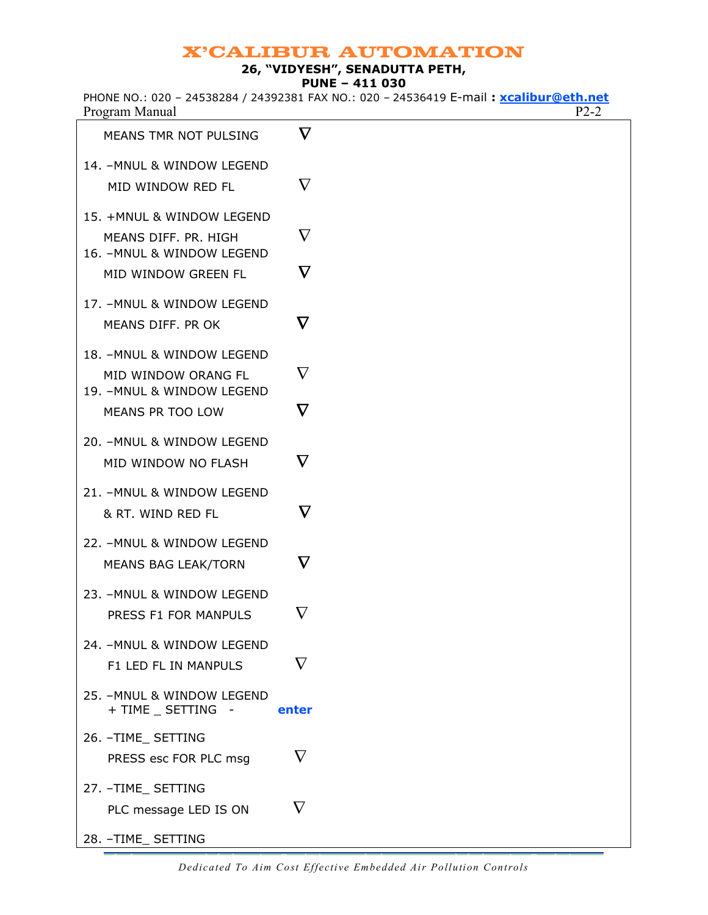| | |
|---|---|
| MEANS TMR NOT PULSING | ∇ |
| 14. –MNUL & WINDOW LEGEND | |
| MID WINDOW RED FL | ∇ |
| 15. +MNUL & WINDOW LEGEND | |
| MEANS DIFF. PR. HIGH | ∇ |
| 16. –MNUL & WINDOW LEGEND | |
| MID WINDOW GREEN FL | ∇ |
| 17. –MNUL & WINDOW LEGEND | |
| MEANS DIFF. PR OK | ∇ |
| 18. –MNUL & WINDOW LEGEND | |
| MID WINDOW ORANG FL | ∇ |
| 19. –MNUL & WINDOW LEGEND | |
| MEANS PR TOO LOW | ∇ |
| 20. –MNUL & WINDOW LEGEND | |
| MID WINDOW NO FLASH | ∇ |
| 21. –MNUL & WINDOW LEGEND | |
| & RT. WIND RED FL | ∇ |
| 22. –MNUL & WINDOW LEGEND | |
| MEANS BAG LEAK/TORN | ∇ |
| 23. –MNUL & WINDOW LEGEND | |
| PRESS F1 FOR MANPULS | ∇ |
| 24. –MNUL & WINDOW LEGEND | |
| F1 LED FL IN MANPULS | ∇ |
| 25. –MNUL & WINDOW LEGEND | |
| + TIME _ SETTING - | **enter** |
| 26. –TIME_ SETTING | |
| PRESS esc FOR PLC msg | ∇ |
| 27. –TIME_ SETTING | |
| PLC message LED IS ON | ∇ |
| 28. –TIME_ SETTING | |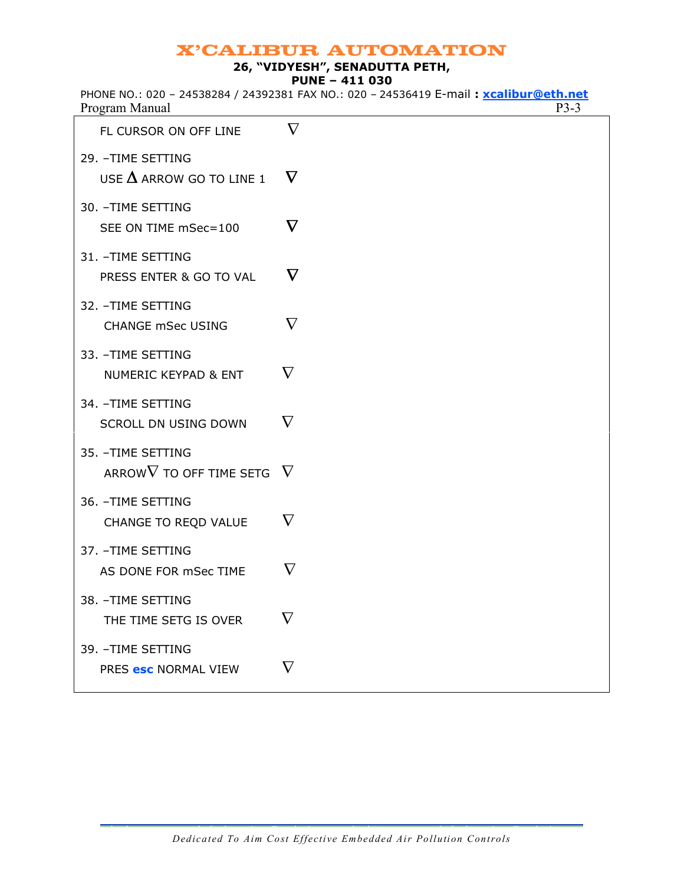FL CURSOR ON OFF LINE ∇

29. –TIME SETTING
USE Δ ARROW GO TO LINE 1 ∇

30. –TIME SETTING
SEE ON TIME mSec=100 ∇

31. –TIME SETTING
PRESS ENTER & GO TO VAL ∇

32. –TIME SETTING
CHANGE mSec USING ∇

33. –TIME SETTING
NUMERIC KEYPAD & ENT ∇

34. –TIME SETTING
SCROLL DN USING DOWN ∇

35. –TIME SETTING
ARROW∇ TO OFF TIME SETG ∇

36. –TIME SETTING
CHANGE TO REQD VALUE ∇

37. –TIME SETTING
AS DONE FOR mSec TIME ∇

38. –TIME SETTING
THE TIME SETG IS OVER ∇

39. –TIME SETTING
PRES **esc** NORMAL VIEW ∇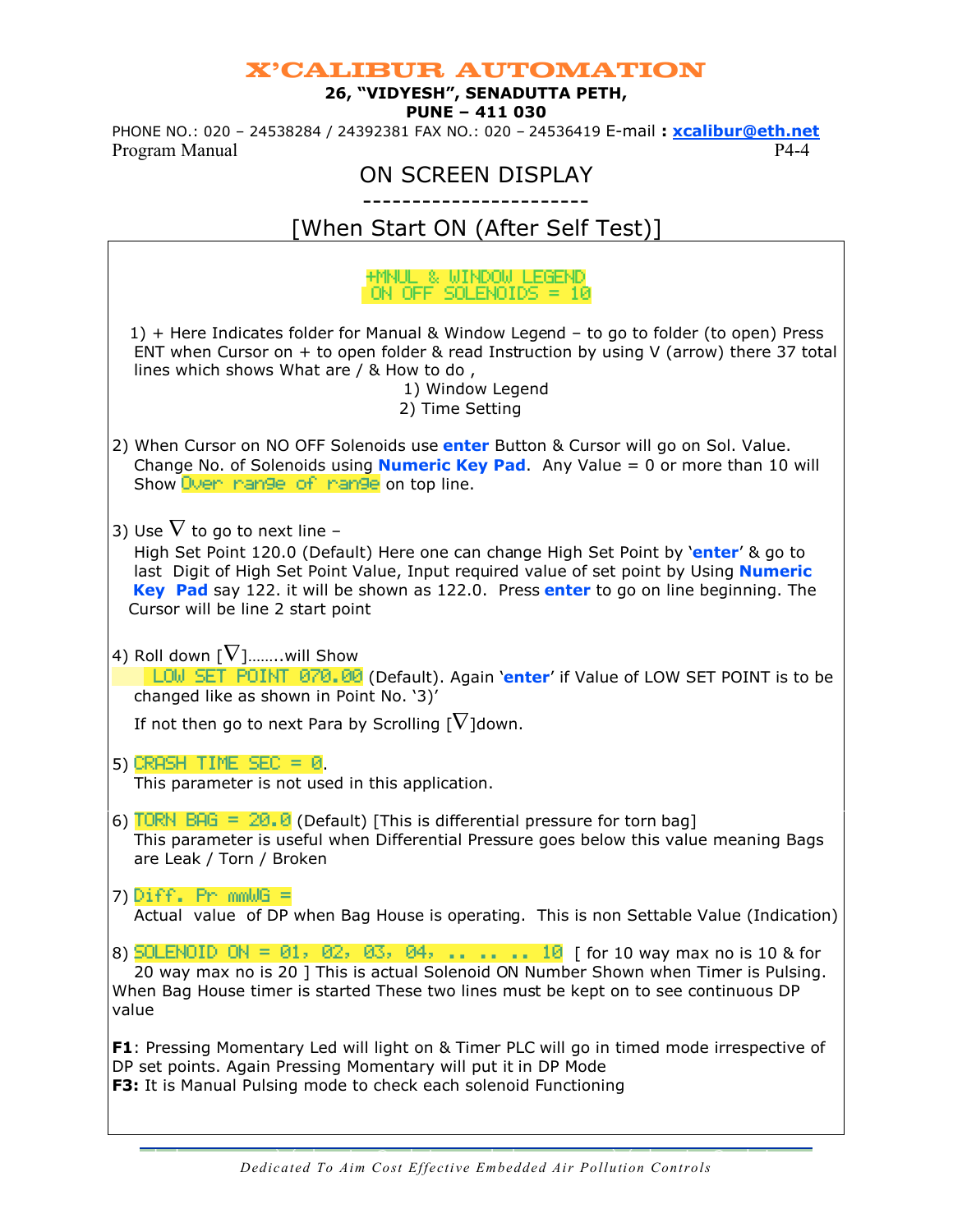# X'CALIBUR AUTOMATION

**26, "VIDYESH", SENADUTTA PETH,**
**PUNE – 411 030**

PHONE NO.: 020 – 24538284 / 24392381 FAX NO.: 020 – 24536419 E-mail **:** **xcalibur@eth.net**

Program Manual P4-4

## ON SCREEN DISPLAY

----------------------

## [When Start ON (After Self Test)]

```
+MNUL & WINDOW LEGEND
 ON OFF SOLENOIDS = 10
```

1) + Here Indicates folder for Manual & Window Legend – to go to folder (to open) Press ENT when Cursor on + to open folder & read Instruction by using V (arrow) there 37 total lines which shows What are / & How to do ,
   1) Window Legend
   2) Time Setting

2) When Cursor on NO OFF Solenoids use **enter** Button & Cursor will go on Sol. Value. Change No. of Solenoids using **Numeric Key Pad**. Any Value = 0 or more than 10 will Show `Over range of range` on top line.

3) Use ∇ to go to next line –
   High Set Point 120.0 (Default) Here one can change High Set Point by '**enter**' & go to last Digit of High Set Point Value, Input required value of set point by Using **Numeric Key Pad** say 122. it will be shown as 122.0. Press **enter** to go on line beginning. The Cursor will be line 2 start point

4) Roll down [∇]…….will Show
   `LOW SET POINT 070.00` (Default). Again '**enter**' if Value of LOW SET POINT is to be changed like as shown in Point No. '3)'
   If not then go to next Para by Scrolling [∇]down.

5) `CRASH TIME SEC = 0`.
   This parameter is not used in this application.

6) `TORN BAG = 20.0` (Default) [This is differential pressure for torn bag]
   This parameter is useful when Differential Pressure goes below this value meaning Bags are Leak / Torn / Broken

7) `Diff. Pr mmWG =`
   Actual value of DP when Bag House is operating. This is non Settable Value (Indication)

8) `SOLENOID ON = 01, 02, 03, 04, .. .. .. 10` [ for 10 way max no is 10 & for 20 way max no is 20 ] This is actual Solenoid ON Number Shown when Timer is Pulsing. When Bag House timer is started These two lines must be kept on to see continuous DP value

**F1**: Pressing Momentary Led will light on & Timer PLC will go in timed mode irrespective of DP set points. Again Pressing Momentary will put it in DP Mode
**F3:** It is Manual Pulsing mode to check each solenoid Functioning

*Dedicated To Aim Cost Effective Embedded Air Pollution Controls*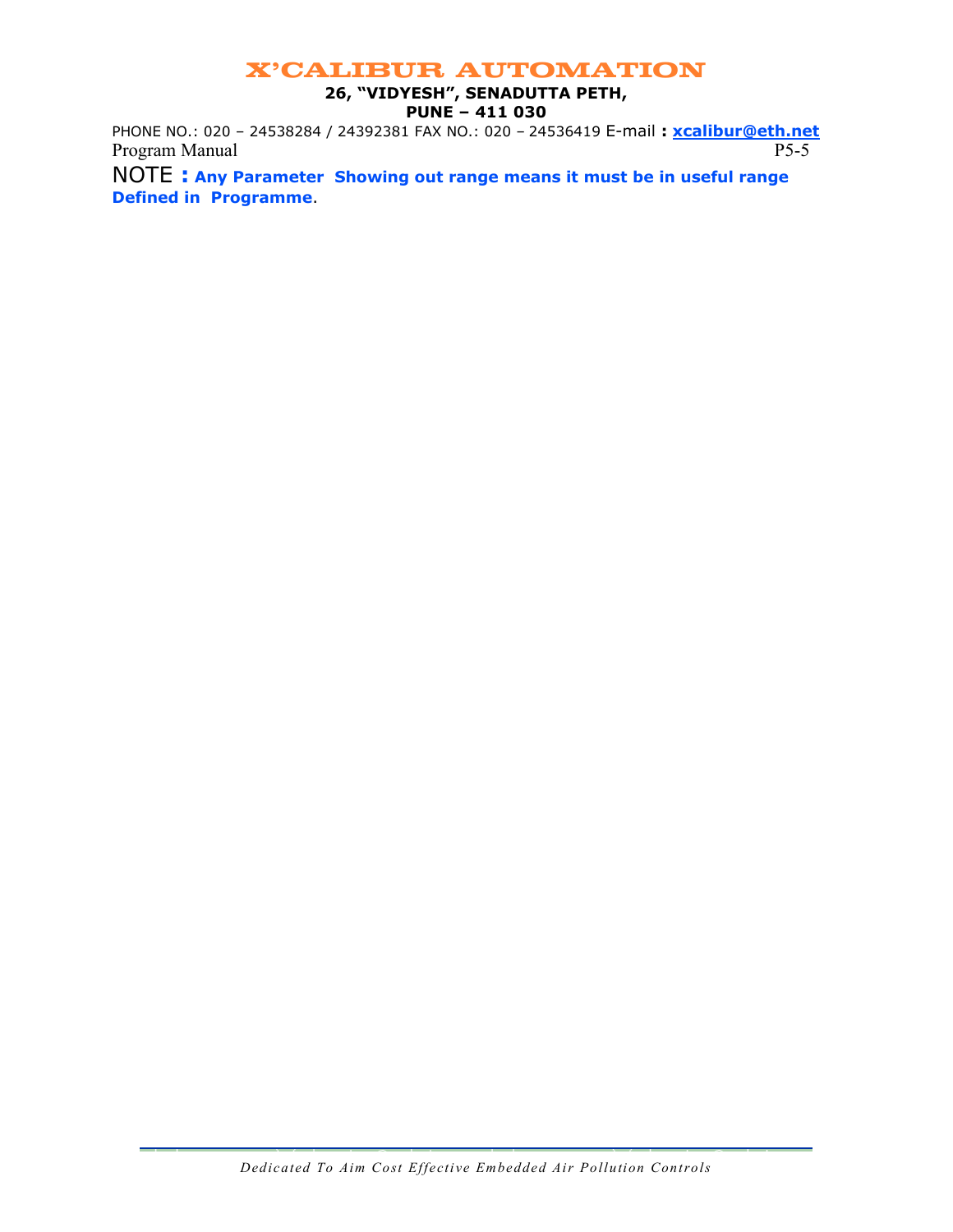NOTE : **Any Parameter Showing out range means it must be in useful range Defined in Programme**.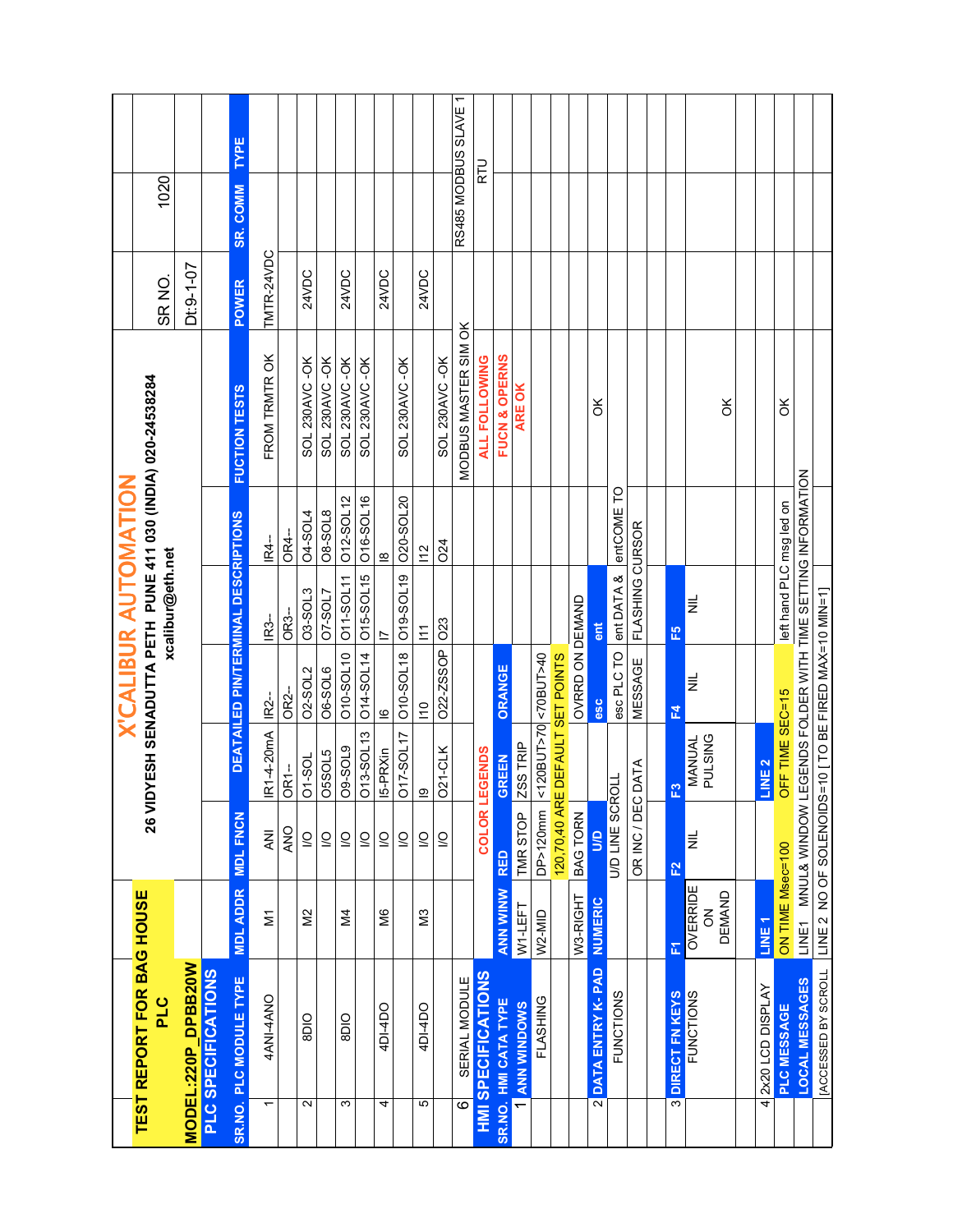# TEST REPORT FOR BAG HOUSE PLC

**X'CALIBUR AUTOMATION**

**26 VIDYESH SENADUTTA PETH PUNE 411 030 (INDIA) 020-24538284**

**xcalibur@eth.net**

SR NO. 1020

**MODEL:220P_DPBB20W** Dt:9-1-07

## PLC SPECIFICATIONS

| SR.NO. | PLC MODULE TYPE | MDL ADDR | MDL FNCN | DEATAILED PIN/TERMINAL DESCRIPTIONS | | | | FUCTION TESTS | POWER | SR. COMM | TYPE |
|---|---|---|---|---|---|---|---|---|---|---|---|
| 1 | 4ANI-4ANO | M1 | ANI | IR1-4-20mA | IR2-- | IR3-- | IR4-- | FROM TRMTR OK | TMTR-24VDC | | |
| | | | ANO | OR1-- | OR2-- | OR3-- | OR4-- | | | | |
| 2 | 8DIO | M2 | I/O | O1-SOL | O2-SOL2 | O3-SOL3 | O4-SOL4 | SOL 230AVC -OK | 24VDC | | |
| | | | I/O | O5SOL5 | O6-SOL6 | O7-SOL7 | O8-SOL8 | SOL 230AVC -OK | | | |
| 3 | 8DIO | M4 | I/O | O9-SOL9 | O10-SOL10 | O11-SOL11 | O12-SOL12 | SOL 230AVC -OK | 24VDC | | |
| | | | I/O | O13-SOL13 | O14-SOL14 | O15-SOL15 | O16-SOL16 | SOL 230AVC -OK | | | |
| 4 | 4DI-4DO | M6 | I/O | I5-PRXin | I6 | I7 | I8 | | 24VDC | | |
| | | | I/O | O17-SOL17 | O10-SOL18 | O19-SOL19 | O20-SOL20 | SOL 230AVC -OK | | | |
| 5 | 4DI-4DO | M3 | I/O | I9 | I10 | I11 | I12 | | 24VDC | | |
| | | | I/O | O21-CLK | O22-ZSSOP | O23 | O24 | SOL 230AVC -OK | | | |
| 6 | SERIAL MODULE | | | | | | | MODBUS MASTER SIM OK | | RS485 MODBUS SLAVE 1 RTU | |

## HMI SPECIFICATIONS

| SR.NO. | HMI CATA TYPE | | | | | | | | | |
|---|---|---|---|---|---|---|---|---|---|---|
| 1 | ANN WINDOWS | ANN WINNW | RED | GREEN | ORANGE | | | ALL FOLLOWING FUCN & OPERNS ARE OK | | |
| | | | | COLOR LEGENDS | | | | | | |
| | FLASHING | W1-LEFT | TMR STOP | ZSS TRIP | | | | | | |
| | | W2-MID | DP>120mm | <120BUT>70 | <70BUT>40 | | | | | |
| | | | 120,70,40 ARE DEFAULT SET POINTS | | | | | | | |
| | | W3-RIGHT | BAG TORN | | OVRRD ON DEMAND | | | | | |
| 2 | DATA ENTRY K- PAD | NUMERIC | U/D | | esc | ent | | OK | | |
| | FUNCTIONS | | U/D LINE SCROLL | | esc PLC TO | ent DATA & | entCOME TO | | | |
| | | | OR INC / DEC DATA | | MESSAGE | FLASHING CURSOR | | | | |
| 3 | DIRECT FN KEYS | F1 | F2 | F3 | F4 | F5 | | | | |
| | FUNCTIONS | OVERRIDE ON DEMAND | NIL | MANUAL PULSING | NIL | NIL | | OK | | |
| 4 | 2x20 LCD DISPLAY | LINE 1 | | LINE 2 | | | | | | |
| | PLC MESSAGE | ON TIME Msec=100 | | OFF TIME SEC=15 | | left hand PLC msg led on | | OK | | |
| | LOCAL MESSAGES | LINE1 MNUL& WINDOW LEGENDS FOLDER WITH TIME SETTING INFORMATION | | | | | | | | |
| | [ACCESSED BY SCROLL | LINE 2 NO OF SOLENOIDS=10 [ TO BE FIRED MAX=10 MIN=1] | | | | | | | | |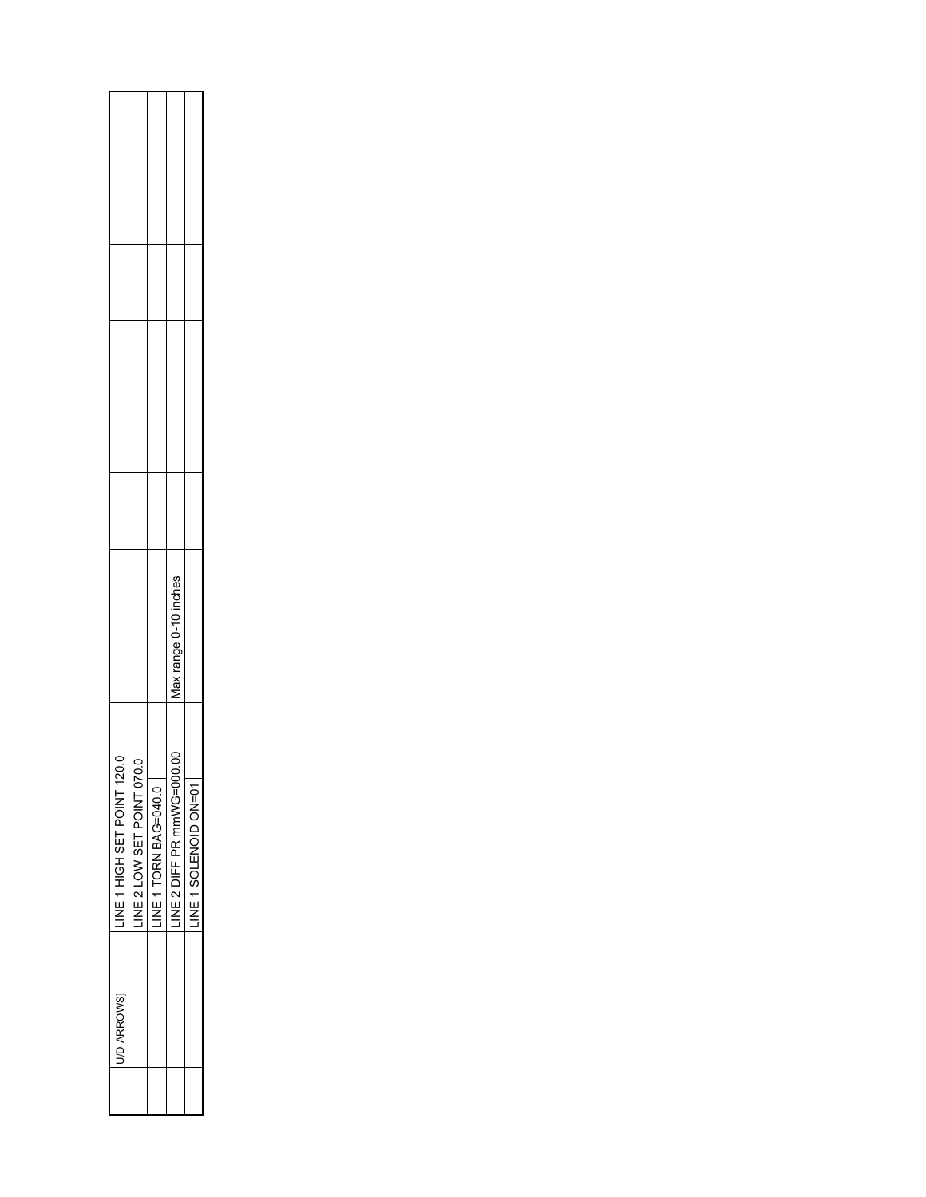| | U/D ARROWS] | LINE 1 HIGH SET POINT 120.0 | | | | | | | |
|---|---|---|---|---|---|---|---|---|---|
| | | LINE 2 LOW SET POINT 070.0 | | | | | | | |
| | | LINE 1 TORN BAG=040.0 | | | | | | | |
| | | LINE 2 DIFF PR mmWG=000.00 | Max range 0-10 inches | | | | | | |
| | | LINE 1 SOLENOID ON=01 | | | | | | | |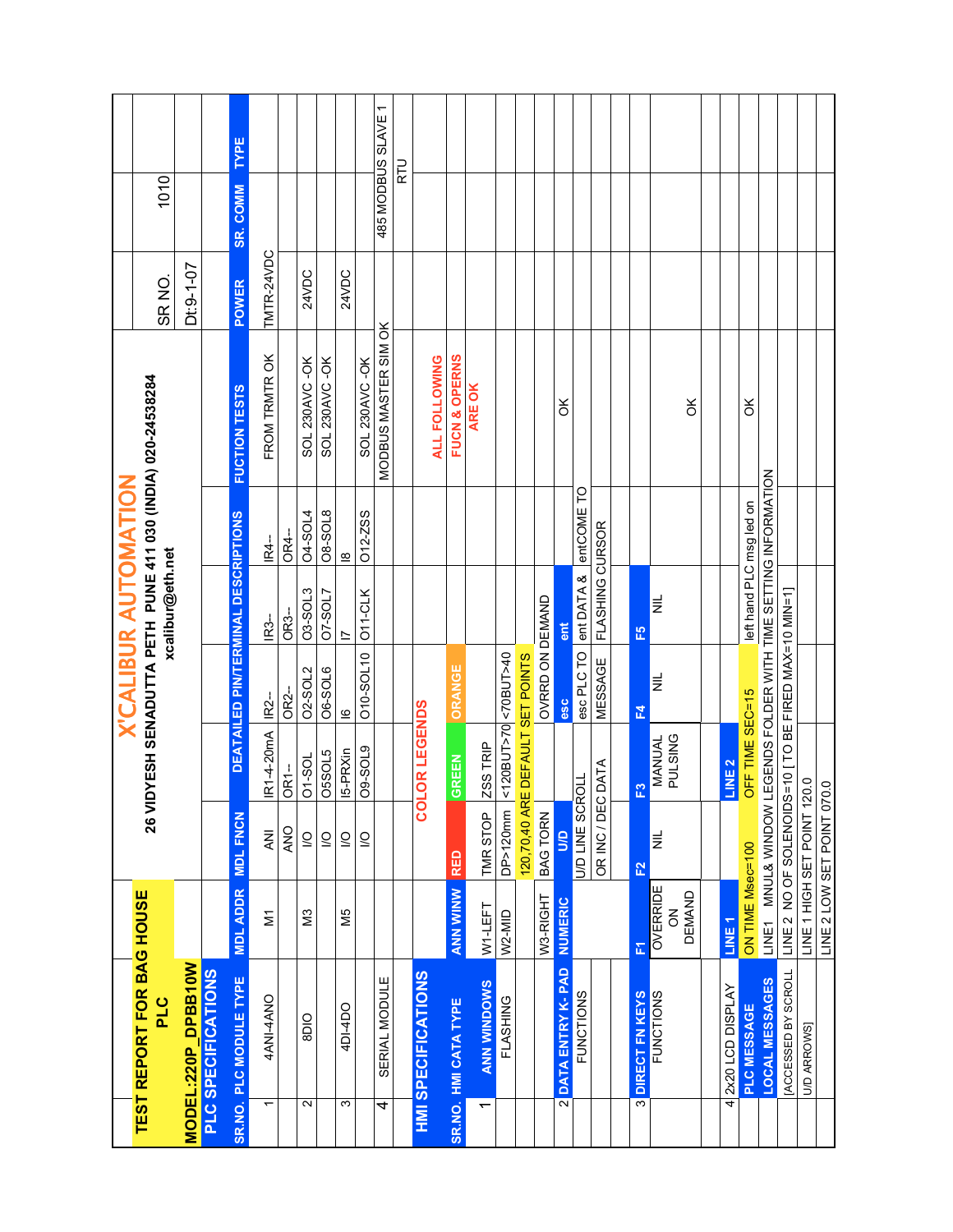# TEST REPORT FOR BAG HOUSE PLC

**MODEL:220P_DPBB10W**

## X'CALIBUR AUTOMATION

**26 VIDYESH SENADUTTA PETH PUNE 411 030 (INDIA) 020-24538284**

**xcalibur@eth.net**

SR NO. 1010

Dt:9-1-07

## PLC SPECIFICATIONS

| SR.NO. | PLC MODULE TYPE | MDL ADDR | MDL FNCN | DEATAILED PIN/TERMINAL DESCRIPTIONS | | | | FUCTION TESTS | POWER | SR. COMM | TYPE |
|---|---|---|---|---|---|---|---|---|---|---|---|
| 1 | 4ANI-4ANO | M1 | ANI | IR1-4-20mA | IR2-- | IR3-- | IR4-- | FROM TRMTR OK | TMTR-24VDC | | |
| | | | ANO | OR1-- | OR2-- | OR3-- | OR4-- | | | | |
| 2 | 8DIO | M3 | I/O | O1-SOL | O2-SOL2 | O3-SOL3 | O4-SOL4 | SOL 230AVC -OK | 24VDC | | |
| | | | I/O | O5SOL5 | O6-SOL6 | O7-SOL7 | O8-SOL8 | SOL 230AVC -OK | | | |
| 3 | 4DI-4DO | M5 | I/O | I5-PRXin | I6 | I7 | I8 | | 24VDC | | |
| | | | I/O | O9-SOL9 | O10-SOL10 | O11-CLK | O12-ZSS | SOL 230AVC -OK | | | |
| 4 | SERIAL MODULE | | | | | | | MODBUS MASTER SIM OK | | 485 MODBUS SLAVE 1 RTU | |

## HMI SPECIFICATIONS

| SR.NO. | HMI CATA TYPE | ANN WINW | | | | | | FUCTION TESTS |
|---|---|---|---|---|---|---|---|---|
| | | | COLOR LEGENDS | | | | | **ALL FOLLOWING FUCN & OPERNS ARE OK** |
| | | | RED | GREEN | ORANGE | | | |
| 1 | ANN WINDOWS | W1-LEFT | TMR STOP | ZSS TRIP | | | | |
| | FLASHING | W2-MID | DP>120mm | <120BUT>70 | <70BUT>40 | | | |
| | | | 120,70,40 ARE DEFAULT SET POINTS | | | | | |
| | | W3-RIGHT | BAG TORN | | OVRRD ON DEMAND | | | |
| 2 | DATA ENTRY K- PAD | NUMERIC | U/D | | esc | ent | | |
| | FUNCTIONS | | U/D LINE SCROLL | | esc PLC TO MESSAGE | ent DATA & FLASHING CURSOR | entCOME TO | OK |
| | | | OR INC / DEC DATA | | | | | |
| 3 | DIRECT FN KEYS | F1 | F2 | F3 | F4 | F5 | | |
| | FUNCTIONS | OVERRIDE ON DEMAND | NIL | MANUAL PULSING | NIL | NIL | | OK |
| 4 | 2x20 LCD DISPLAY | LINE 1 | | LINE 2 | | | | |
| | PLC MESSAGE | ON TIME Msec=100 | | OFF TIME SEC=15 | | left hand PLC msg led on | | OK |
| | LOCAL MESSAGES | LINE1 MNUL& WINDOW LEGENDS FOLDER WITH TIME SETTING INFORMATION | | | | | | |
| | [ACCESSED BY SCROLL | LINE 2 NO OF SOLENOIDS=10 [ TO BE FIRED MAX=10 MIN=1] | | | | | | |
| | U/D ARROWS] | LINE 1 HIGH SET POINT 120.0 | | | | | | |
| | | LINE 2 LOW SET POINT 070.0 | | | | | | |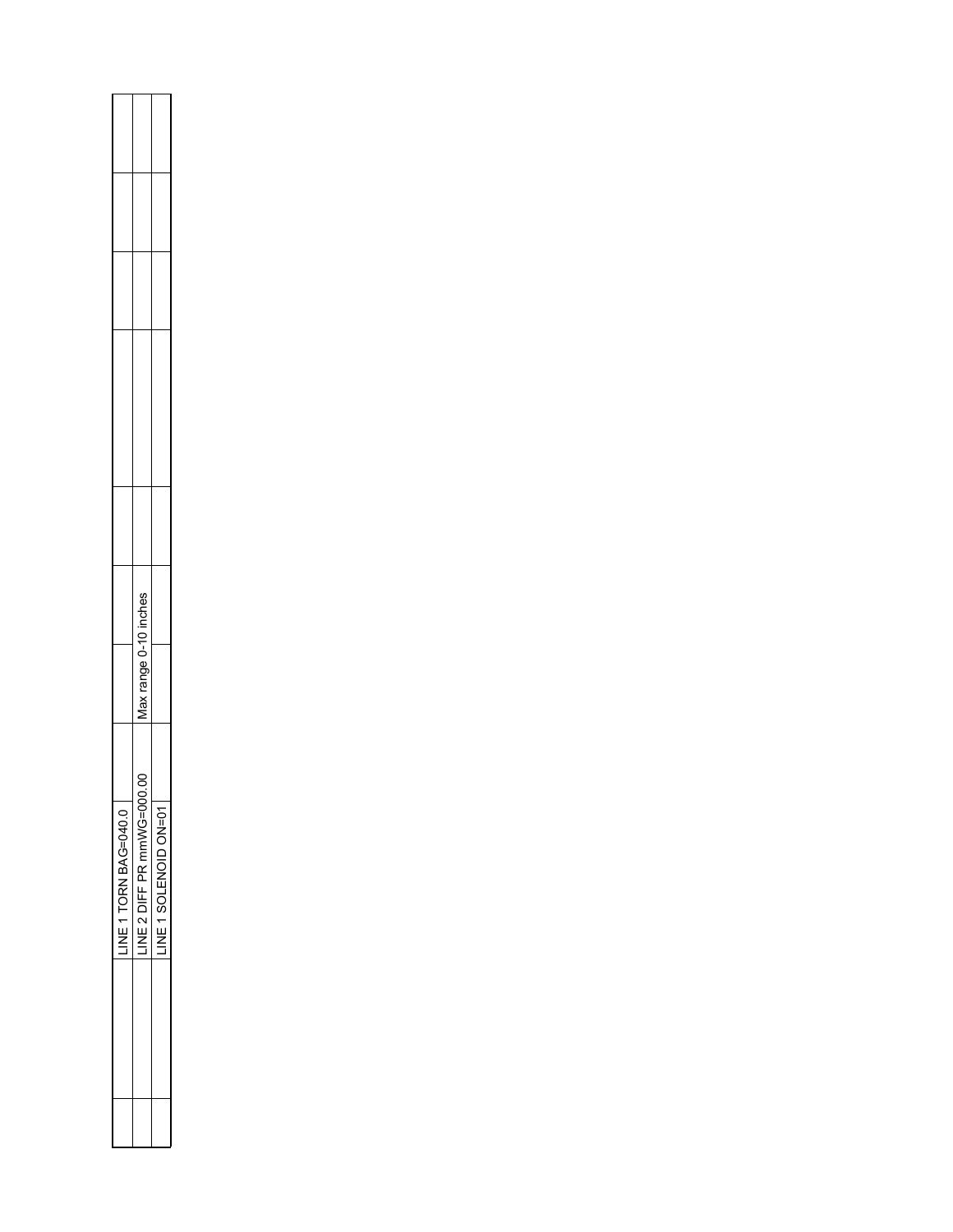| | | | | | | | | | |
|---|---|---|---|---|---|---|---|---|---|
| | LINE 1 TORN BAG=040.0 | | | | | | | | |
| | LINE 2 DIFF PR mmWG=000.00 | | Max range 0-10 inches | | | | | | |
| | LINE 1 SOLENOID ON=01 | | | | | | | | |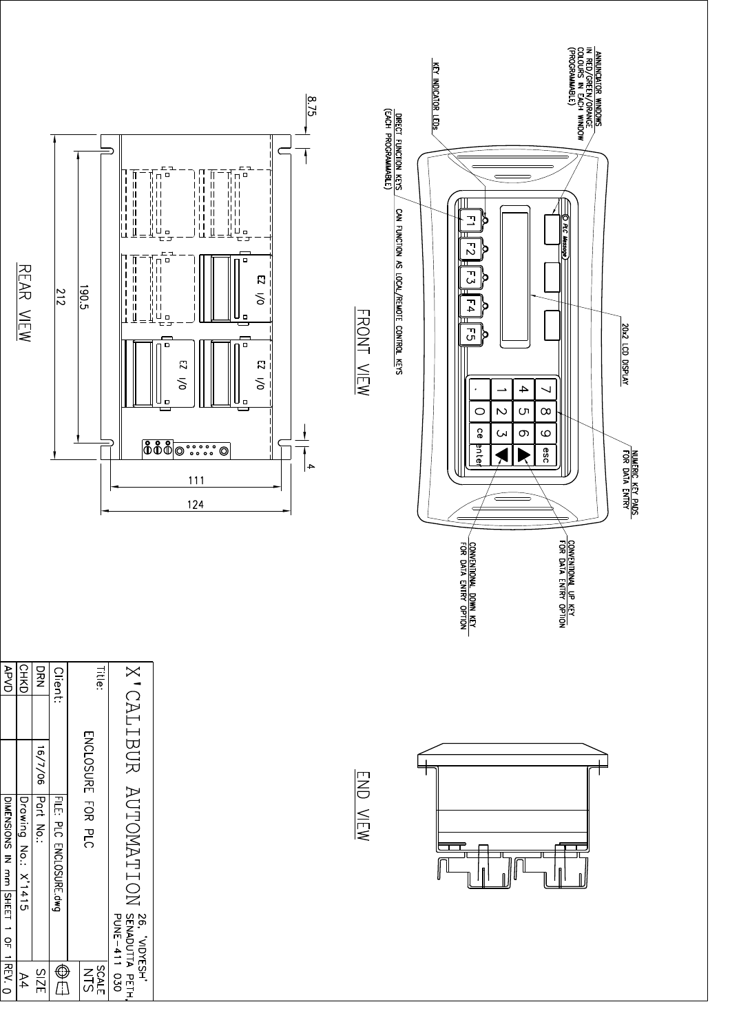## FRONT VIEW

- ANNUNCIATOR WINDOWS IN RED/GREEN/ORANGE COLOURS IN EACH WINDOW (PROGRAMMABLE)
- KEY INDICATOR LEDs
- DIRECT FUNCTION KEYS (EACH PROGRAMMABLE)
- CAN FUNCTION AS LOCAL/REMOTE CONTROL KEYS
- 20x2 LCD DISPLAY
- NUMERIC KEY PADS FOR DATA ENTRY
- CONVENTIONAL UP KEY FOR DATA ENTRY OPTION
- CONVENTIONAL DOWN KEY FOR DATA ENTRY OPTION

PLC Message

F1 F2 F3 F4 F5

7 8 9 esc
4 5 6
1 2 3
. 0 ce enter

## REAR VIEW

EZ I/O EZ I/O EZ I/O

Dimensions: 8.75, 190.5, 212, 4, 111, 124

## END VIEW

| X'CALIBUR AUTOMATION | | 26, 'VIDYESH' SENADUTTA PETH, PUNE-411 030 | |
|---|---|---|---|
| Title: ENCLOSURE FOR PLC | | | SCALE NTS |
| Client: | | FILE: PLC ENCLOSURE.dwg | |
| DRN | 16/7/06 | Part No.: | SIZE A4 |
| CHKD | | Drawing No.: X'1415 | |
| APVD | | DIMENSIONS IN mm SHEET 1 OF 1 | REV. 0 |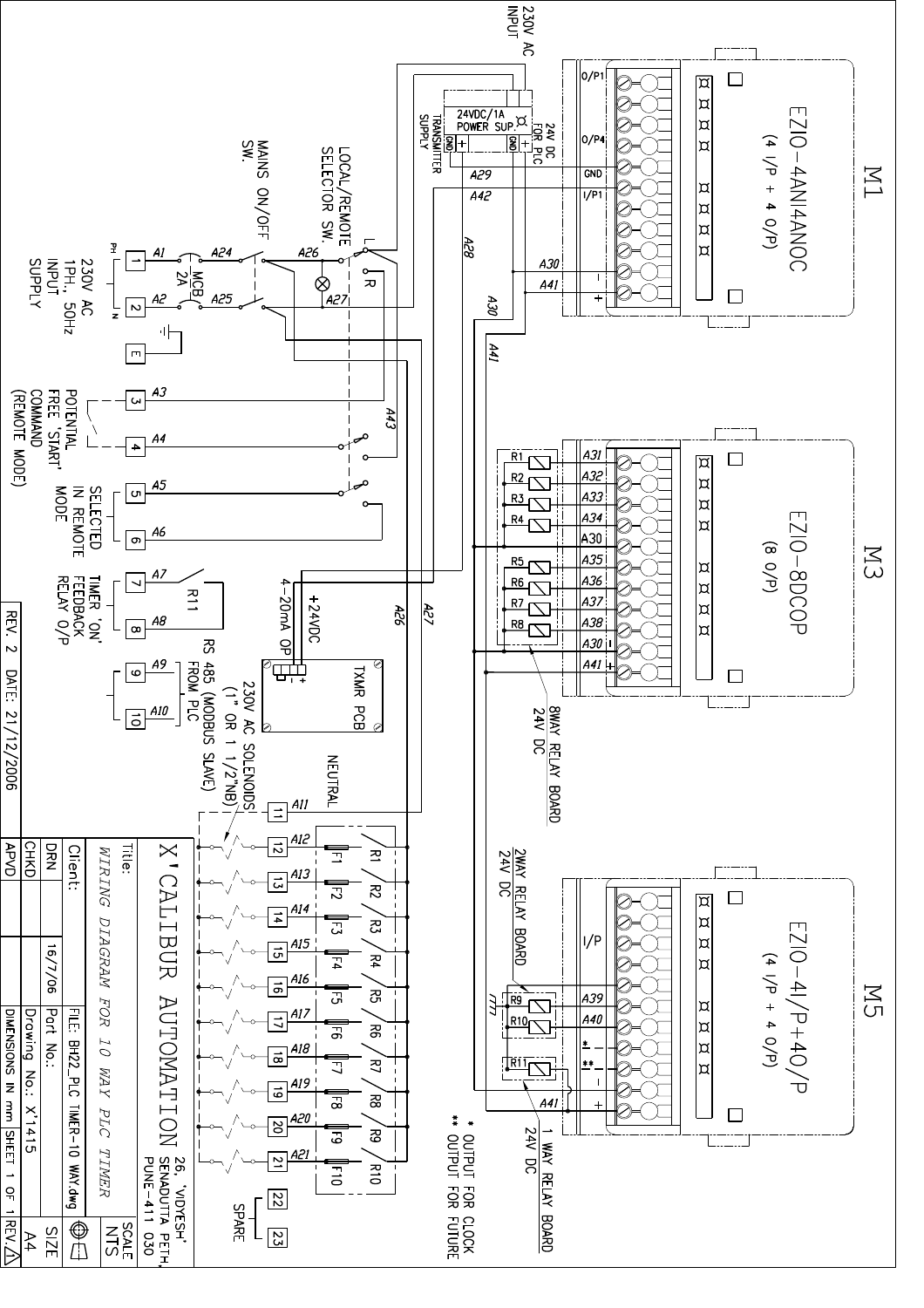# M1

**EZIO-4ANI4ANOC** (4 I/P + 4 O/P)

O/P1, O/P4, GND, I/P1

# M3

**EZIO-8DCOP** (8 O/P)

# M5

**EZIO-4I/P+4O/P** (4 I/P + 4 O/P)

230V AC INPUT

24VDC/1A POWER SUP.

TRANSMITTER SUPPLY

24V DC FOR PLC

LOCAL/REMOTE SELECTOR SW.

MAINS ON/OFF SW.

MCB 2A

230V AC 1PH., 50Hz INPUT SUPPLY

POTENTIAL FREE 'START' COMMAND (REMOTE MODE)

SELECTED IN REMOTE MODE

TIMER 'ON' FEEDBACK RELAY O/P

RS 485 (MODBUS SLAVE) FROM PLC

4-20mA OP

+24VDC

TXMR PCB

230V AC SOLENOIDS (1" OR 1 1/2"NB)

NEUTRAL

SPARE

8WAY RELAY BOARD 24V DC

2WAY RELAY BOARD 24V DC

1 WAY RELAY BOARD 24V DC

\* OUTPUT FOR CLOCK

\*\* OUTPUT FOR FUTURE

| | |
|---|---|
| Title: | WIRING DIAGRAM FOR 10 WAY PLC TIMER |
| Company | X'CALIBUR AUTOMATION, 26, 'VIDYESH' SENADUTTA PETH, PUNE-411 030 |
| SCALE | NTS |
| Client: | |
| FILE: | BH22_PLC TIMER-10 WAY.dwg |
| DRN | 16/7/06 |
| Part No.: | |
| CHKD | |
| Drawing No.: | X'1415 |
| SIZE | A4 |
| APVD | |
| DIMENSIONS IN mm | SHEET 1 OF 1 |
| REV. 2 | DATE: 21/12/2006 |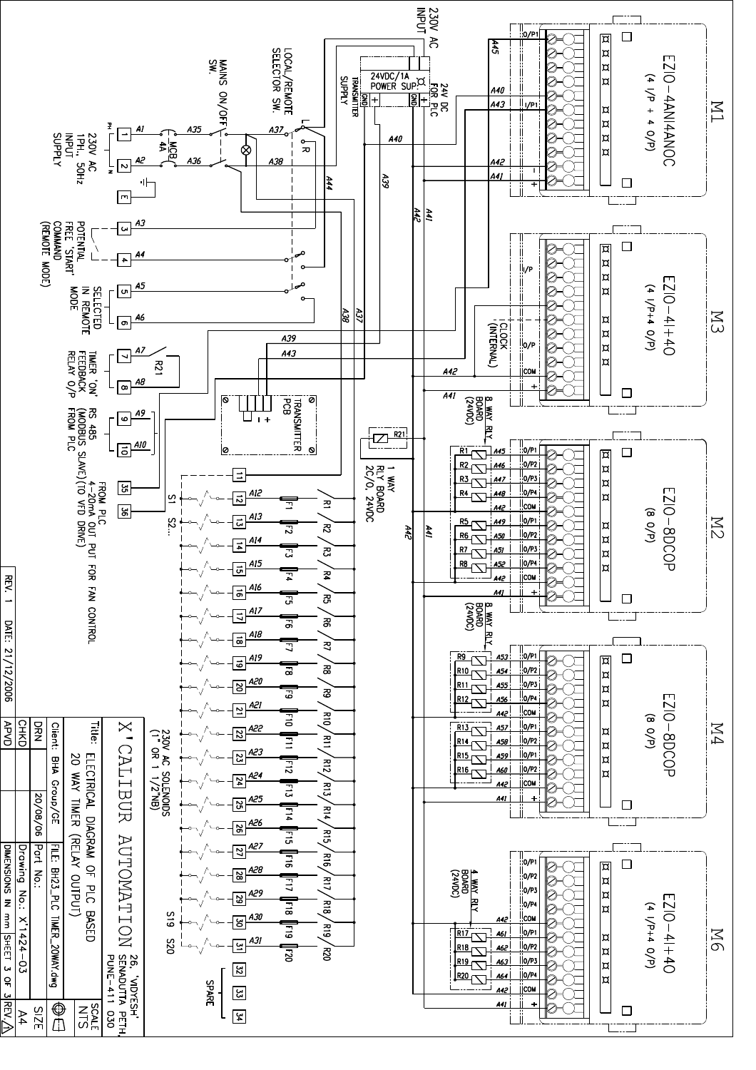## M1 — EZIO-4ANI4ANOC (4 I/P + 4 O/P)

## M3 — EZIO-4I+4O (4 I/P+4 O/P)

## M2 — EZIO-8DCOP (8 O/P)

## M4 — EZIO-8DCOP (8 O/P)

## M6 — EZIO-4I+4O (4 I/P+4 O/P)

230V AC INPUT

24VDC/1A POWER SUP.

24V DC FOR PLC

TRANSMITTER SUPPLY

LOCAL/REMOTE SELECTOR SW.

MAINS ON/OFF SW.

MCB 4A

230V AC 1PH., 50Hz INPUT SUPPLY

POTENTIAL FREE 'START' COMMAND (REMOTE MODE)

SELECTED IN REMOTE MODE

TIMER 'ON' FEEDBACK RELAY O/P

RS 485 (MODBUS SLAVE) FROM PLC

FROM PLC 4-20mA OUT PUT FOR FAN CONTROL (TO VFD DRIVE)

TRANSMITTER PCB

1 WAY RLY BOARD 2C/O, 24VDC

8 WAY RLY BOARD (24VDC)

4 WAY RLY BOARD (24VDC)

CLOCK (INTERNAL)

230V AC SOLENOIDS (1" OR 1 1/2"NB)

SPARE

| | |
|---|---|
| X'CALIBUR AUTOMATION | 26, 'VIDYESH' SENADUTTA PETH, PUNE-411 030 |
| Title: ELECTRICAL DIAGRAM OF PLC BASED 20 WAY TIMER (RELAY OUTPUT) | SCALE NTS |
| Client: BHA Group/GE | FILE: BH23_PLC TIMER_20WAY.dwg |
| DRN 20/08/06 | Part No.: |
| CHKD | Drawing No.: X'1424-03 | SIZE A4 |
| APVD | DIMENSIONS IN mm | SHEET 3 OF 3 | REV. 1 |

REV. 1 DATE: 21/12/2006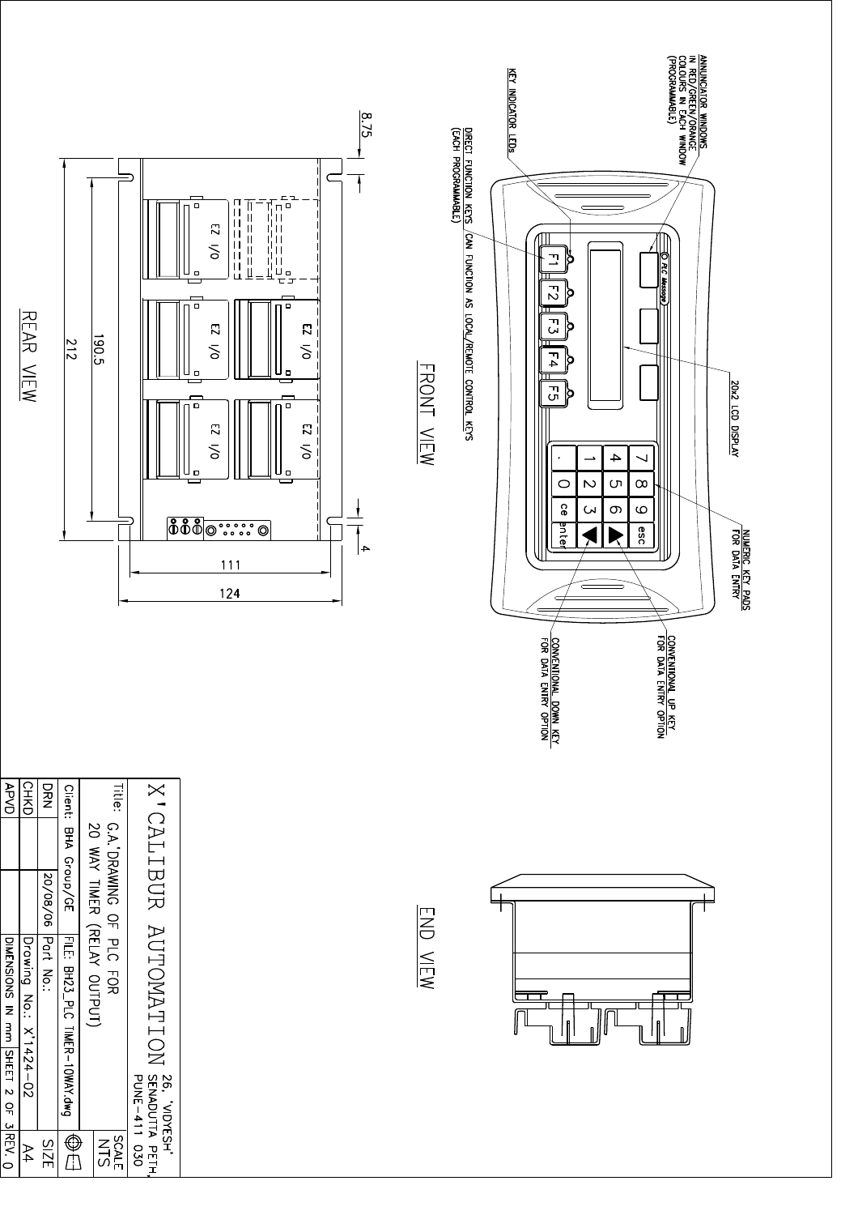## FRONT VIEW

- ANNUNCIATOR WINDOWS IN RED/GREEN/ORANGE COLOURS IN EACH WINDOW (PROGRAMMABLE)
- KEY INDICATOR LEDs
- DIRECT FUNCTION KEYS (EACH PROGRAMMABLE)
- CAN FUNCTION AS LOCAL/REMOTE CONTROL KEYS
- 20x2 LCD DISPLAY
- NUMERIC KEY PADS FOR DATA ENTRY
- CONVENTIONAL UP KEY FOR DATA ENTRY OPTION
- CONVENTIONAL DOWN KEY FOR DATA ENTRY OPTION

F1 F2 F3 F4 F5

PLC Message

7 8 9 esc
4 5 6
1 2 3 ce
. 0 enter

## REAR VIEW

EZ I/O EZ I/O EZ I/O EZ I/O EZ I/O

Dimensions: 8.75, 4, 190.5, 212, 111, 124

## END VIEW

| X'CALIBUR AUTOMATION | 26, 'VIDYESH' SENADUTTA PETH, PUNE-411 030 | |
|---|---|---|
| Title: G.A. DRAWING OF PLC FOR 20 WAY TIMER (RELAY OUTPUT) | | SCALE NTS |
| Client: BHA Group/GE | FILE: BH23_PLC TIMER-10WAY.dwg | |
| DRN | 20/08/06 | Part No.: | SIZE A4 |
| CHKD | | Drawing No.: X'1424-02 | |
| APVD | | DIMENSIONS IN mm SHEET 2 OF 3 | REV. 0 |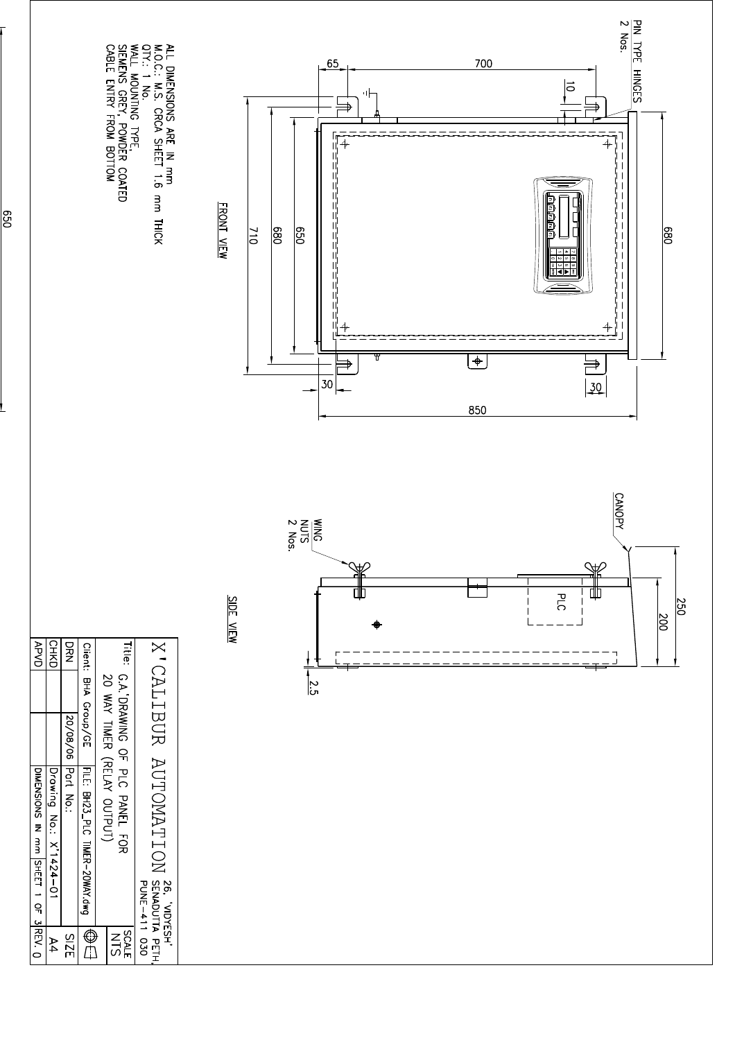PIN TYPE HINGES
2 Nos.

FRONT VIEW

SIDE VIEW

WING NUTS
2 Nos.

CANOPY

PLC

ALL DIMENSIONS ARE IN mm
M.O.C.: M.S. CRCA SHEET 1.6 mm THICK
QTY.: 1 No.
WALL MOUNTING TYPE,
SIEMENS GREY, POWDER COATED
CABLE ENTRY FROM BOTTOM

| X'CALIBUR AUTOMATION 26, 'VIDYESH' SENADUTTA PETH, PUNE-411 030 | | | SCALE NTS |
|---|---|---|---|
| Title: G.A. DRAWING OF PLC PANEL FOR 20 WAY TIMER (RELAY OUTPUT) | | | |
| Client: BHA Group/GE | | FILE: BH23_PLC TIMER-20WAY.dwg | |
| DRN | 20/08/06 | Part No.: | SIZE |
| CHKD | | Drawing No.: X'1424-01 | A4 |
| APVD | | DIMENSIONS IN mm \| SHEET 1 OF 3 | REV. 0 |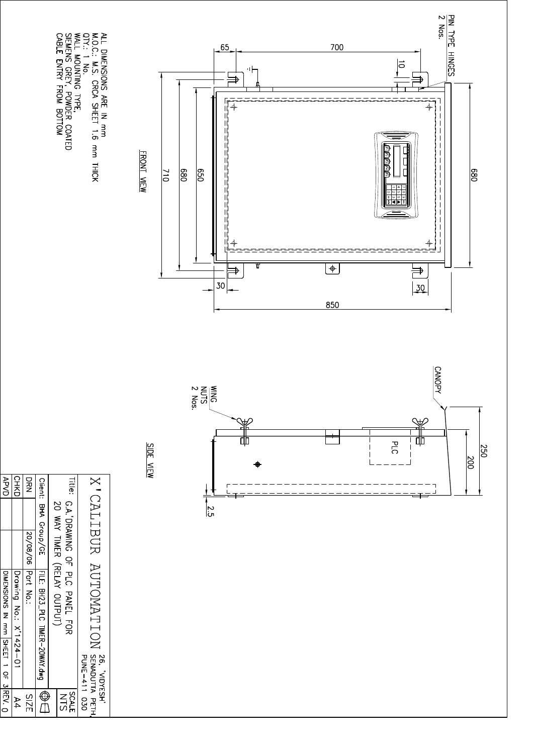ALL DIMENSIONS ARE IN mm
M.O.C.: M.S. CRCA SHEET 1.6 mm THICK
QTY.: 1 No.
WALL MOUNTING TYPE,
SIEMENS GREY, POWDER COATED
CABLE ENTRY FROM BOTTOM

FRONT VIEW

PIN TYPE HINGES
2 Nos.

65
700
10
710
680
650
680
30
30
850

SIDE VIEW

CANOPY
WING
NUTS
2 Nos.
PLC
250
200
2.5

| | | | |
|---|---|---|---|
| X'CALIBUR AUTOMATION 26, 'VIDYESH' SENADUTTA PETH, PUNE-411 030 | | | |
| Title: G.A.'DRAWING OF PLC PANEL FOR 20 WAY TIMER (RELAY OUTPUT) | | | SCALE NTS |
| Client: BHA Group/GE | FILE: BH23_PLC TIMER-20WAY.dwg | | |
| DRN | 20/08/06 | Part No.: | SIZE |
| CHKD | | Drawing No.: X'1424-01 | A4 |
| APVD | | DIMENSIONS IN mm SHEET 1 OF 3 | REV. 0 |